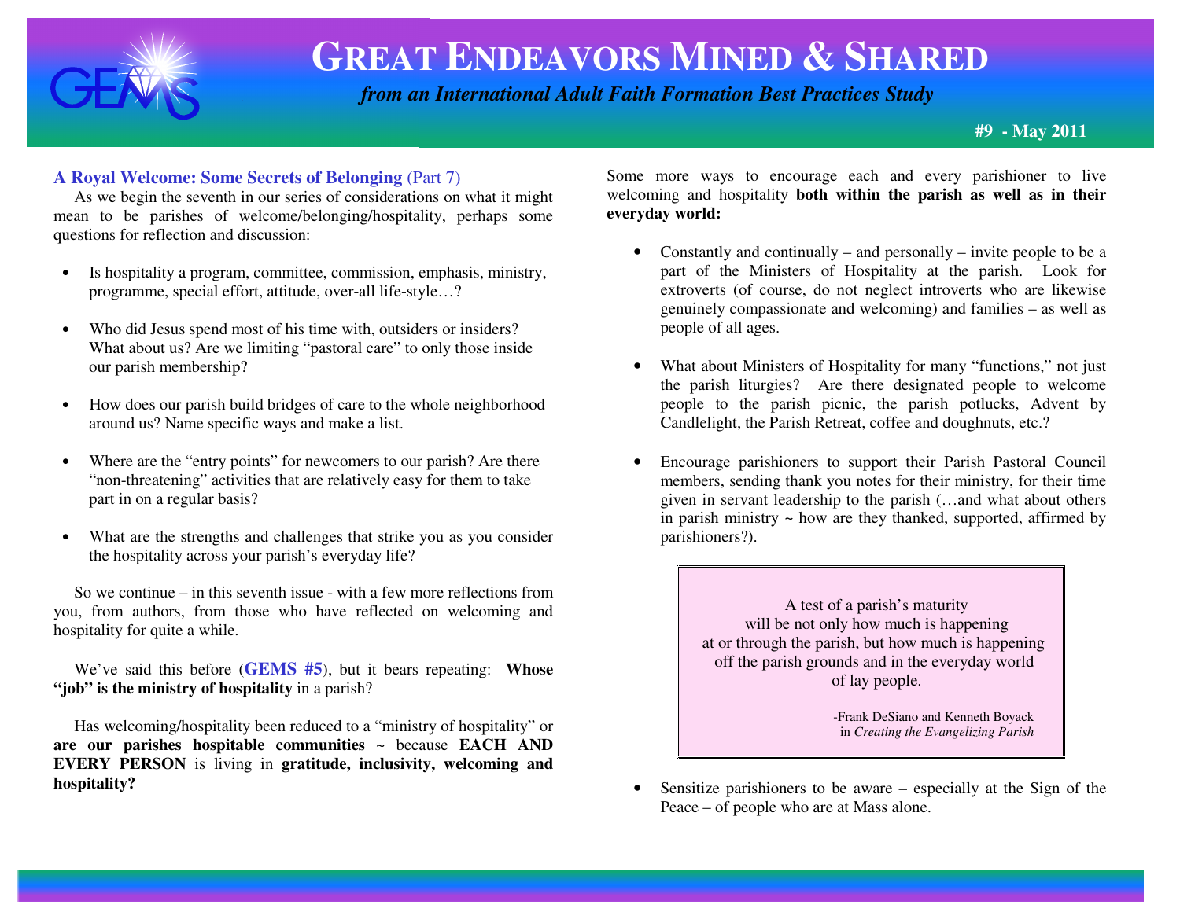# GREAT ENDEAVORS MINED & SHARED

*from an International Adult Faith Formation Best Practices Study*

**#9 - May 2011**

## A Royal Welcome: Some Secrets of Belonging (Part 7)

As we begin the seventh in our series of considerations on what it might mean to be parishes of welcome/belonging/hospitality, perhaps some questions for reflection and discussion:

- Is hospitality a program, committee, commission, emphasis, ministry, programme, special effort, attitude, over-all life-style…?
- Who did Jesus spend most of his time with, outsiders or insiders? What about us? Are we limiting "pastoral care" to only those inside our parish membership?
- How does our parish build bridges of care to the whole neighborhood around us? Name specific ways and make a list.
- Where are the "entry points" for newcomers to our parish? Are there "non-threatening" activities that are relatively easy for them to take part in on a regular basis?
- What are the strengths and challenges that strike you as you consider the hospitality across your parish's everyday life?

So we continue – in this seventh issue - with a few more reflections from you, from authors, from those who have reflected on welcoming and hospitality for quite a while.

We've said this before (**GEMS #5**), but it bears repeating: **Whose "job" is the ministry of hospitality** in a parish?

Has welcoming/hospitality been reduced to a "ministry of hospitality" or **are our parishes hospitable communities** ~ because **EACH AND EVERY PERSON** is living in **gratitude, inclusivity, welcoming and hospitality?**

Some more ways to encourage each and every parishioner to live welcoming and hospitality **both within the parish as well as in their everyday world:**

- Constantly and continually – and personally – invite people to be a part of the Ministers of Hospitality at the parish. Look for extroverts (of course, do not neglect introverts who are likewise genuinely compassionate and welcoming) and families – as well as people of all ages.
- What about Ministers of Hospitality for many "functions," not just the parish liturgies? Are there designated people to welcome people to the parish picnic, the parish potlucks, Advent by Candlelight, the Parish Retreat, coffee and doughnuts, etc.?
- Encourage parishioners to support their Parish Pastoral Council members, sending thank you notes for their ministry, for their time given in servant leadership to the parish (…and what about others in parish ministry ~ how are they thanked, supported, affirmed by parishioners?).

> A test of a parish's maturity
> will be not only how much is happening
> at or through the parish, but how much is happening
> off the parish grounds and in the everyday world
> of lay people.
>
> -Frank DeSiano and Kenneth Boyack
> in *Creating the Evangelizing Parish*

- Sensitize parishioners to be aware – especially at the Sign of the Peace – of people who are at Mass alone.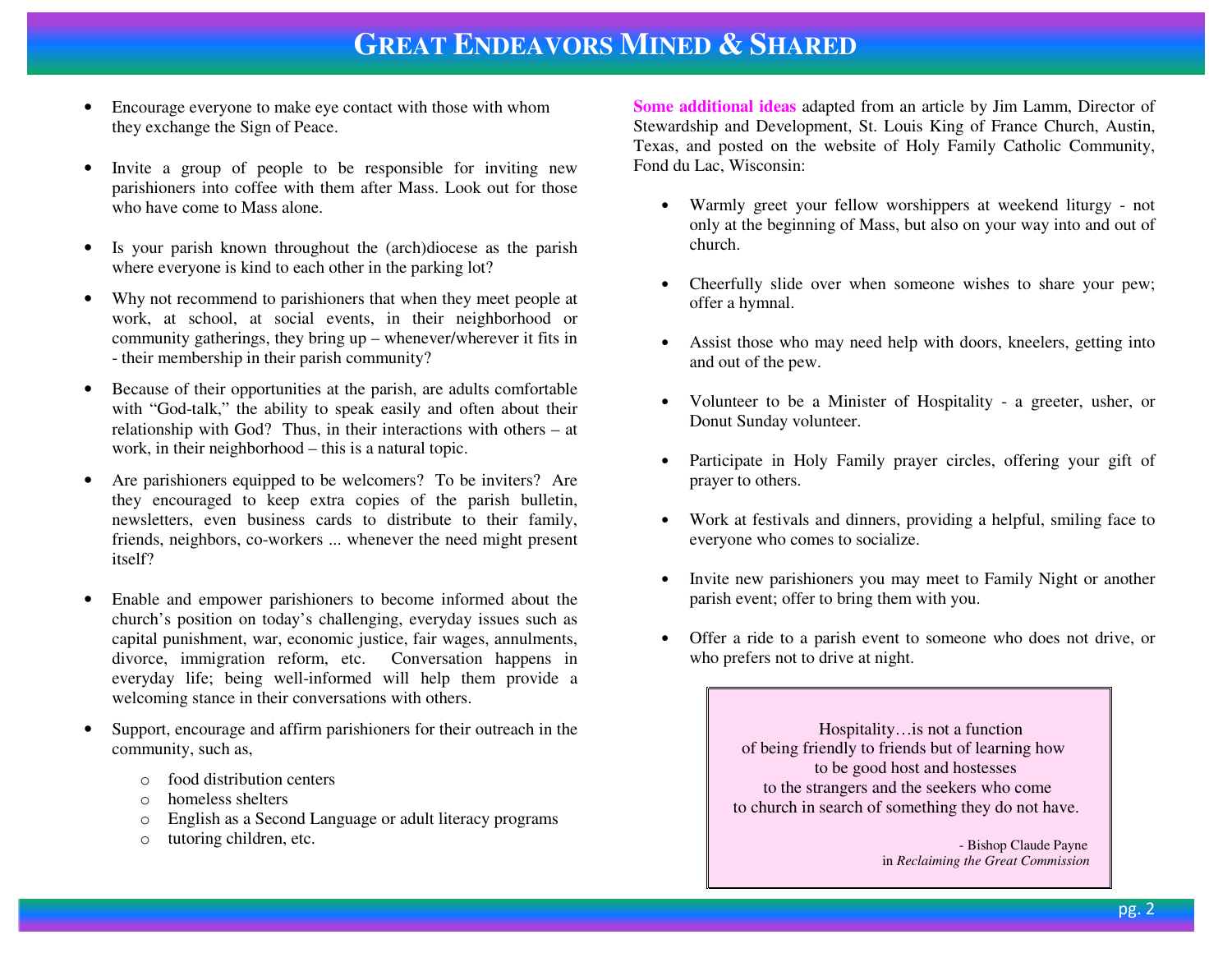# Great Endeavors Mined & Shared

- Encourage everyone to make eye contact with those with whom they exchange the Sign of Peace.

- Invite a group of people to be responsible for inviting new parishioners into coffee with them after Mass. Look out for those who have come to Mass alone.

- Is your parish known throughout the (arch)diocese as the parish where everyone is kind to each other in the parking lot?

- Why not recommend to parishioners that when they meet people at work, at school, at social events, in their neighborhood or community gatherings, they bring up – whenever/wherever it fits in - their membership in their parish community?

- Because of their opportunities at the parish, are adults comfortable with "God-talk," the ability to speak easily and often about their relationship with God? Thus, in their interactions with others – at work, in their neighborhood – this is a natural topic.

- Are parishioners equipped to be welcomers? To be inviters? Are they encouraged to keep extra copies of the parish bulletin, newsletters, even business cards to distribute to their family, friends, neighbors, co-workers ... whenever the need might present itself?

- Enable and empower parishioners to become informed about the church's position on today's challenging, everyday issues such as capital punishment, war, economic justice, fair wages, annulments, divorce, immigration reform, etc. Conversation happens in everyday life; being well-informed will help them provide a welcoming stance in their conversations with others.

- Support, encourage and affirm parishioners for their outreach in the community, such as,
  - food distribution centers
  - homeless shelters
  - English as a Second Language or adult literacy programs
  - tutoring children, etc.

**Some additional ideas** adapted from an article by Jim Lamm, Director of Stewardship and Development, St. Louis King of France Church, Austin, Texas, and posted on the website of Holy Family Catholic Community, Fond du Lac, Wisconsin:

- Warmly greet your fellow worshippers at weekend liturgy - not only at the beginning of Mass, but also on your way into and out of church.

- Cheerfully slide over when someone wishes to share your pew; offer a hymnal.

- Assist those who may need help with doors, kneelers, getting into and out of the pew.

- Volunteer to be a Minister of Hospitality - a greeter, usher, or Donut Sunday volunteer.

- Participate in Holy Family prayer circles, offering your gift of prayer to others.

- Work at festivals and dinners, providing a helpful, smiling face to everyone who comes to socialize.

- Invite new parishioners you may meet to Family Night or another parish event; offer to bring them with you.

- Offer a ride to a parish event to someone who does not drive, or who prefers not to drive at night.

> Hospitality…is not a function
> of being friendly to friends but of learning how
> to be good host and hostesses
> to the strangers and the seekers who come
> to church in search of something they do not have.
>
> \- Bishop Claude Payne
> in *Reclaiming the Great Commission*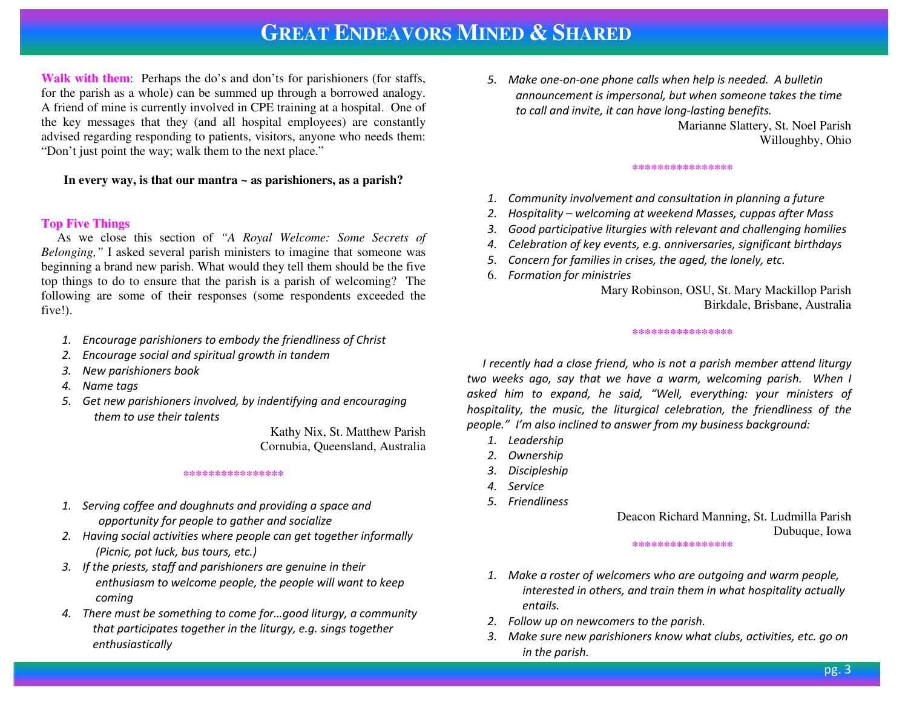**Walk with them**: Perhaps the do's and don'ts for parishioners (for staffs, for the parish as a whole) can be summed up through a borrowed analogy. A friend of mine is currently involved in CPE training at a hospital. One of the key messages that they (and all hospital employees) are constantly advised regarding responding to patients, visitors, anyone who needs them: "Don't just point the way; walk them to the next place."

**In every way, is that our mantra ~ as parishioners, as a parish?**

## Top Five Things

As we close this section of *"A Royal Welcome: Some Secrets of Belonging,"* I asked several parish ministers to imagine that someone was beginning a brand new parish. What would they tell them should be the five top things to do to ensure that the parish is a parish of welcoming? The following are some of their responses (some respondents exceeded the five!).

1. *Encourage parishioners to embody the friendliness of Christ*
2. *Encourage social and spiritual growth in tandem*
3. *New parishioners book*
4. *Name tags*
5. *Get new parishioners involved, by indentifying and encouraging them to use their talents*

Kathy Nix, St. Matthew Parish
Cornubia, Queensland, Australia

\*\*\*\*\*\*\*\*\*\*\*\*\*\*\*\*

1. *Serving coffee and doughnuts and providing a space and opportunity for people to gather and socialize*
2. *Having social activities where people can get together informally (Picnic, pot luck, bus tours, etc.)*
3. *If the priests, staff and parishioners are genuine in their enthusiasm to welcome people, the people will want to keep coming*
4. *There must be something to come for…good liturgy, a community that participates together in the liturgy, e.g. sings together enthusiastically*
5. *Make one-on-one phone calls when help is needed. A bulletin announcement is impersonal, but when someone takes the time to call and invite, it can have long-lasting benefits.*

Marianne Slattery, St. Noel Parish
Willoughby, Ohio

\*\*\*\*\*\*\*\*\*\*\*\*\*\*\*\*

1. *Community involvement and consultation in planning a future*
2. *Hospitality – welcoming at weekend Masses, cuppas after Mass*
3. *Good participative liturgies with relevant and challenging homilies*
4. *Celebration of key events, e.g. anniversaries, significant birthdays*
5. *Concern for families in crises, the aged, the lonely, etc.*
6. *Formation for ministries*

Mary Robinson, OSU, St. Mary Mackillop Parish
Birkdale, Brisbane, Australia

\*\*\*\*\*\*\*\*\*\*\*\*\*\*\*\*

*I recently had a close friend, who is not a parish member attend liturgy two weeks ago, say that we have a warm, welcoming parish. When I asked him to expand, he said, "Well, everything: your ministers of hospitality, the music, the liturgical celebration, the friendliness of the people." I'm also inclined to answer from my business background:*

1. *Leadership*
2. *Ownership*
3. *Discipleship*
4. *Service*
5. *Friendliness*

Deacon Richard Manning, St. Ludmilla Parish
Dubuque, Iowa

\*\*\*\*\*\*\*\*\*\*\*\*\*\*\*\*

1. *Make a roster of welcomers who are outgoing and warm people, interested in others, and train them in what hospitality actually entails.*
2. *Follow up on newcomers to the parish.*
3. *Make sure new parishioners know what clubs, activities, etc. go on in the parish.*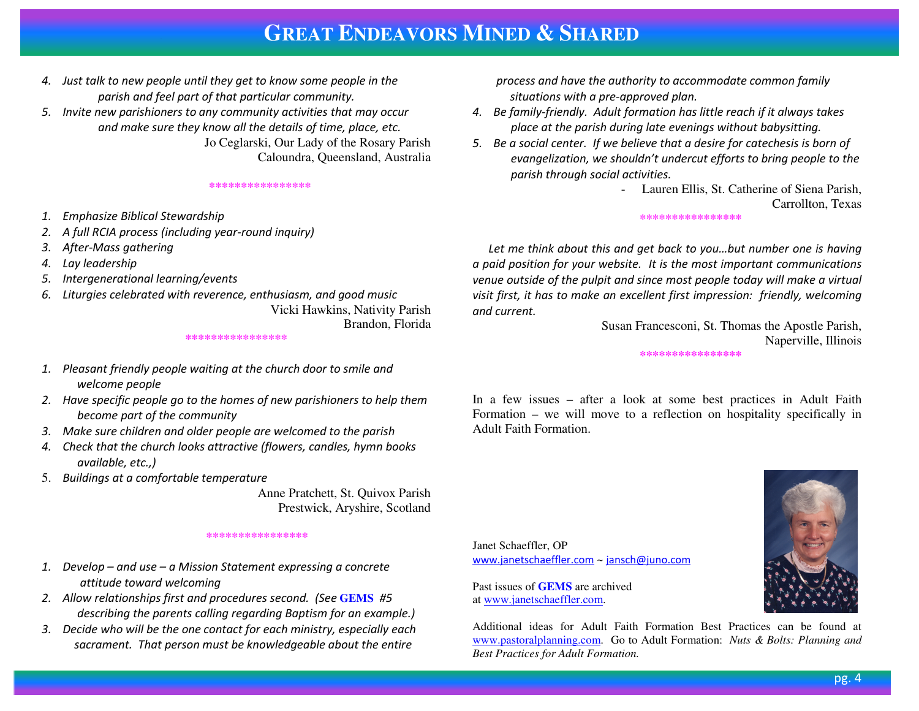# GREAT ENDEAVORS MINED & SHARED

4. *Just talk to new people until they get to know some people in the parish and feel part of that particular community.*
5. *Invite new parishioners to any community activities that may occur and make sure they know all the details of time, place, etc.*

Jo Ceglarski, Our Lady of the Rosary Parish
Caloundra, Queensland, Australia

****************

1. *Emphasize Biblical Stewardship*
2. *A full RCIA process (including year-round inquiry)*
3. *After-Mass gathering*
4. *Lay leadership*
5. *Intergenerational learning/events*
6. *Liturgies celebrated with reverence, enthusiasm, and good music*

Vicki Hawkins, Nativity Parish
Brandon, Florida

****************

1. *Pleasant friendly people waiting at the church door to smile and welcome people*
2. *Have specific people go to the homes of new parishioners to help them become part of the community*
3. *Make sure children and older people are welcomed to the parish*
4. *Check that the church looks attractive (flowers, candles, hymn books available, etc.,)*
5. *Buildings at a comfortable temperature*

Anne Pratchett, St. Quivox Parish
Prestwick, Aryshire, Scotland

****************

1. *Develop – and use – a Mission Statement expressing a concrete attitude toward welcoming*
2. *Allow relationships first and procedures second. (See* **GEMS** *#5 describing the parents calling regarding Baptism for an example.)*
3. *Decide who will be the one contact for each ministry, especially each sacrament. That person must be knowledgeable about the entire process and have the authority to accommodate common family situations with a pre-approved plan.*
4. *Be family-friendly. Adult formation has little reach if it always takes place at the parish during late evenings without babysitting.*
5. *Be a social center. If we believe that a desire for catechesis is born of evangelization, we shouldn't undercut efforts to bring people to the parish through social activities.*

\- Lauren Ellis, St. Catherine of Siena Parish,
Carrollton, Texas

****************

*Let me think about this and get back to you…but number one is having a paid position for your website. It is the most important communications venue outside of the pulpit and since most people today will make a virtual visit first, it has to make an excellent first impression: friendly, welcoming and current.*

Susan Francesconi, St. Thomas the Apostle Parish,
Naperville, Illinois

****************

In a few issues – after a look at some best practices in Adult Faith Formation – we will move to a reflection on hospitality specifically in Adult Faith Formation.

Janet Schaeffler, OP
www.janetschaeffler.com ~ jansch@juno.com

Past issues of **GEMS** are archived at www.janetschaeffler.com.

Additional ideas for Adult Faith Formation Best Practices can be found at www.pastoralplanning.com. Go to Adult Formation: *Nuts & Bolts: Planning and Best Practices for Adult Formation.*